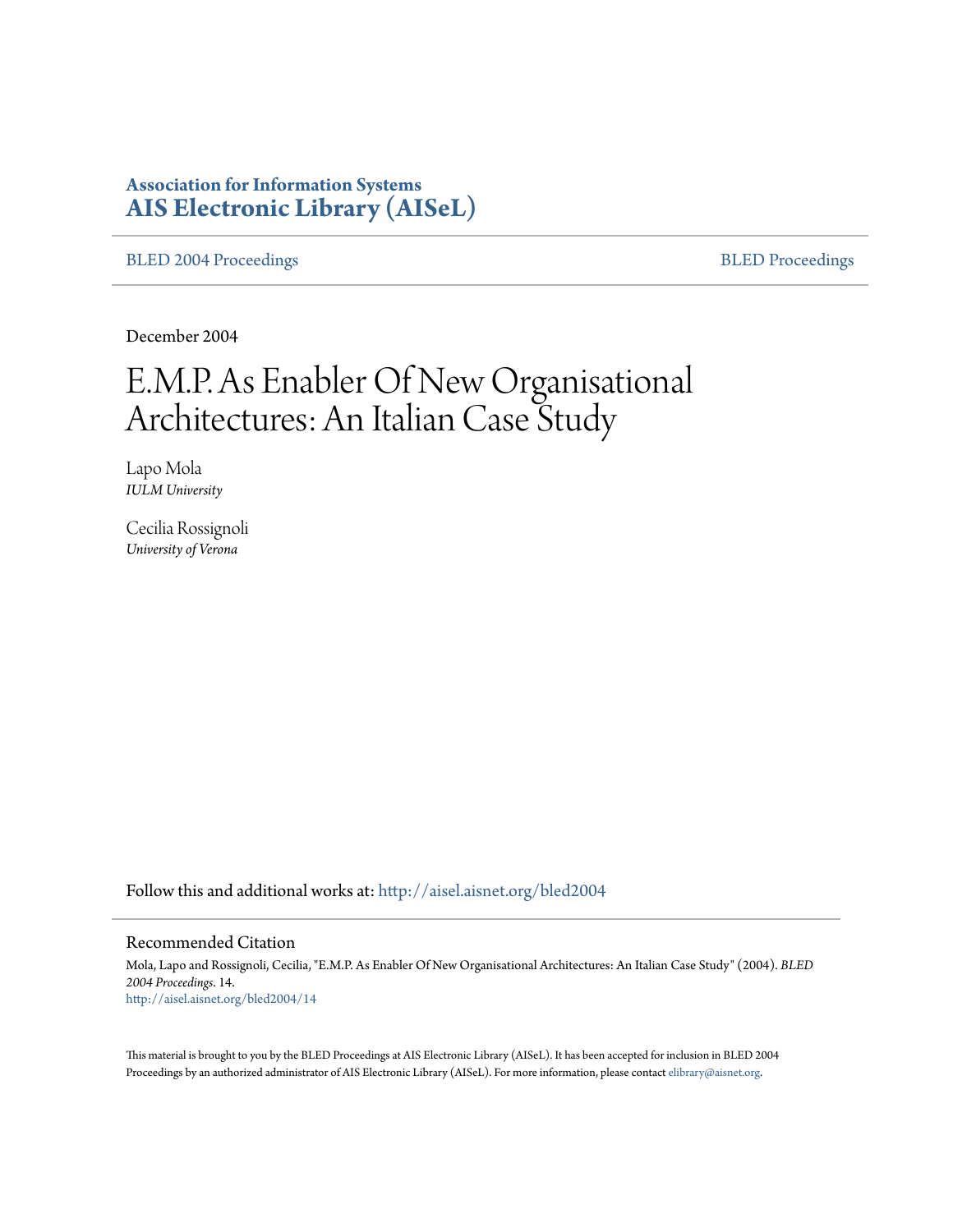**Association for Information Systems**
**AIS Electronic Library (AISeL)**

BLED 2004 Proceedings | BLED Proceedings

December 2004

# E.M.P. As Enabler Of New Organisational Architectures: An Italian Case Study

Lapo Mola
*IULM University*

Cecilia Rossignoli
*University of Verona*

Follow this and additional works at: http://aisel.aisnet.org/bled2004

## Recommended Citation

Mola, Lapo and Rossignoli, Cecilia, "E.M.P. As Enabler Of New Organisational Architectures: An Italian Case Study" (2004). *BLED 2004 Proceedings*. 14.
http://aisel.aisnet.org/bled2004/14

This material is brought to you by the BLED Proceedings at AIS Electronic Library (AISeL). It has been accepted for inclusion in BLED 2004 Proceedings by an authorized administrator of AIS Electronic Library (AISeL). For more information, please contact elibrary@aisnet.org.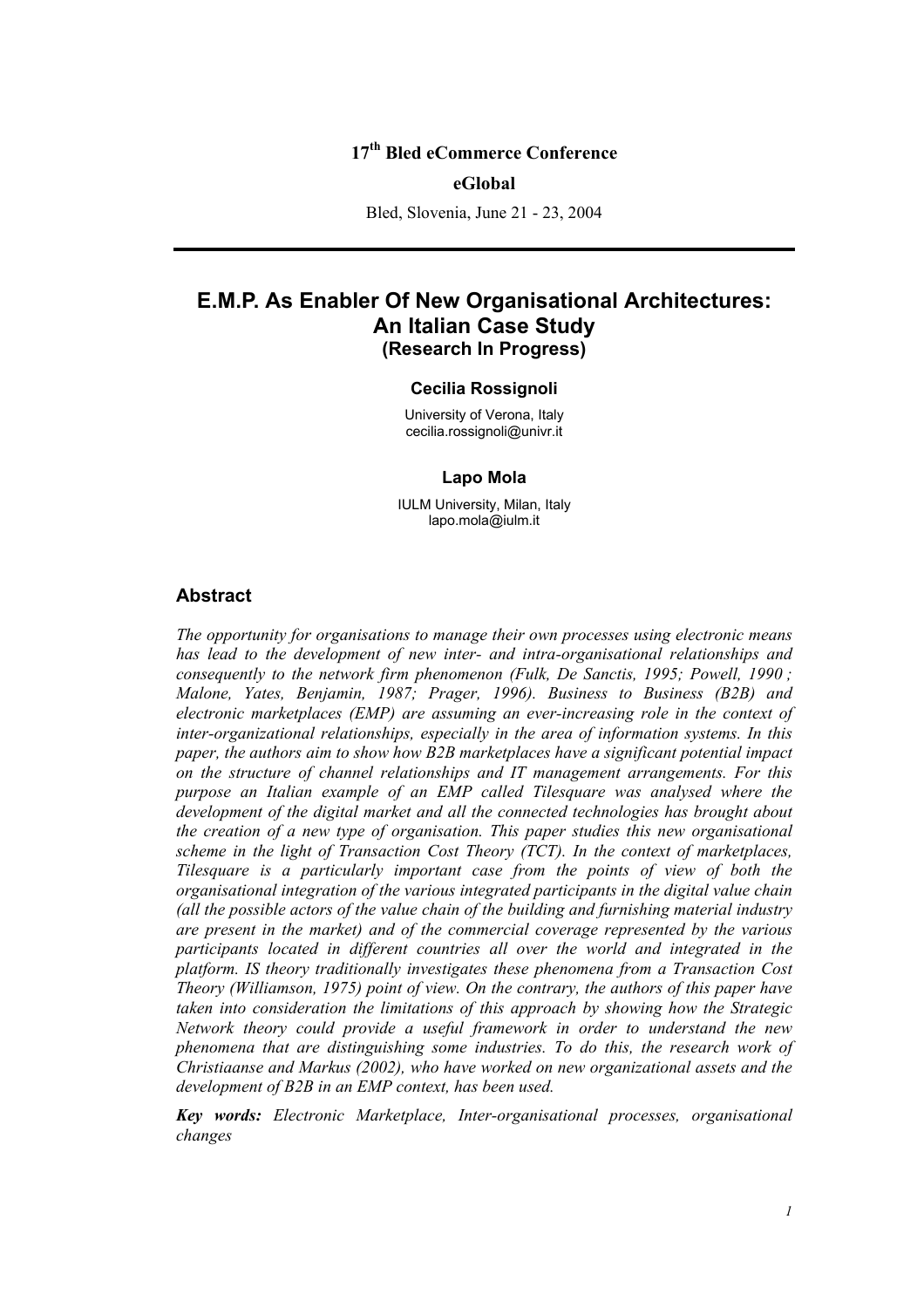17th Bled eCommerce Conference

**eGlobal**

Bled, Slovenia, June 21 - 23, 2004

---

# E.M.P. As Enabler Of New Organisational Architectures: An Italian Case Study

### (Research In Progress)

**Cecilia Rossignoli**

University of Verona, Italy
cecilia.rossignoli@univr.it

**Lapo Mola**

IULM University, Milan, Italy
lapo.mola@iulm.it

## Abstract

*The opportunity for organisations to manage their own processes using electronic means has lead to the development of new inter- and intra-organisational relationships and consequently to the network firm phenomenon (Fulk, De Sanctis, 1995; Powell, 1990 ; Malone, Yates, Benjamin, 1987; Prager, 1996). Business to Business (B2B) and electronic marketplaces (EMP) are assuming an ever-increasing role in the context of inter-organizational relationships, especially in the area of information systems. In this paper, the authors aim to show how B2B marketplaces have a significant potential impact on the structure of channel relationships and IT management arrangements. For this purpose an Italian example of an EMP called Tilesquare was analysed where the development of the digital market and all the connected technologies has brought about the creation of a new type of organisation. This paper studies this new organisational scheme in the light of Transaction Cost Theory (TCT). In the context of marketplaces, Tilesquare is a particularly important case from the points of view of both the organisational integration of the various integrated participants in the digital value chain (all the possible actors of the value chain of the building and furnishing material industry are present in the market) and of the commercial coverage represented by the various participants located in different countries all over the world and integrated in the platform. IS theory traditionally investigates these phenomena from a Transaction Cost Theory (Williamson, 1975) point of view. On the contrary, the authors of this paper have taken into consideration the limitations of this approach by showing how the Strategic Network theory could provide a useful framework in order to understand the new phenomena that are distinguishing some industries. To do this, the research work of Christiaanse and Markus (2002), who have worked on new organizational assets and the development of B2B in an EMP context, has been used.*

***Key words:*** *Electronic Marketplace, Inter-organisational processes, organisational changes*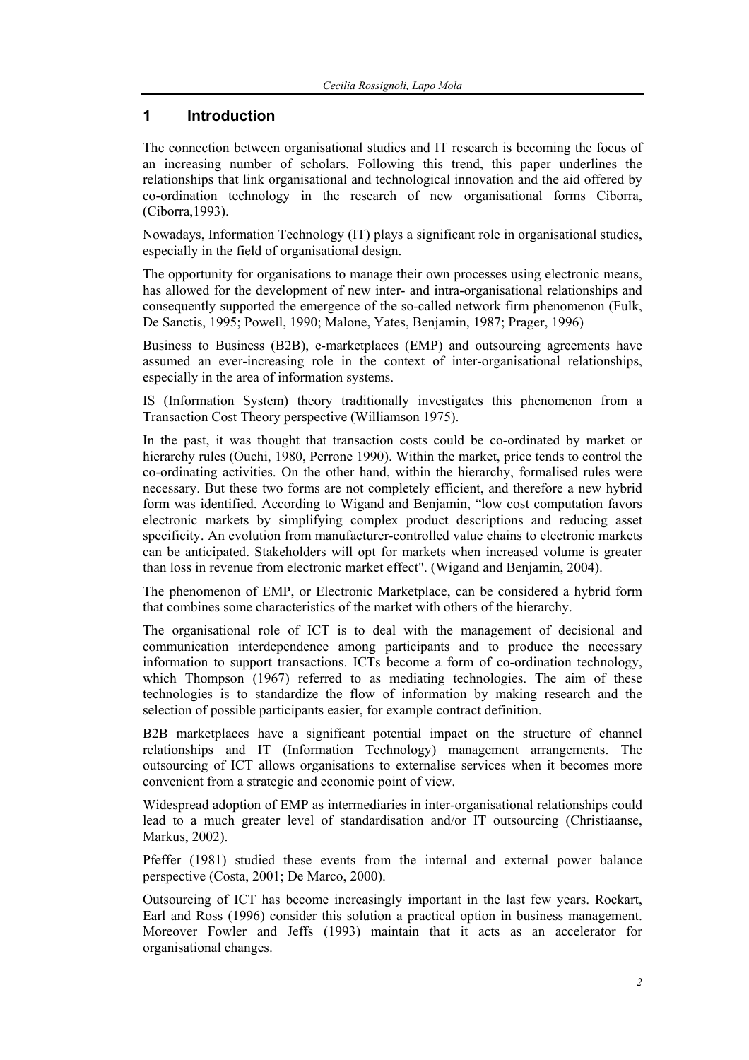## 1 Introduction

The connection between organisational studies and IT research is becoming the focus of an increasing number of scholars. Following this trend, this paper underlines the relationships that link organisational and technological innovation and the aid offered by co-ordination technology in the research of new organisational forms Ciborra, (Ciborra,1993).

Nowadays, Information Technology (IT) plays a significant role in organisational studies, especially in the field of organisational design.

The opportunity for organisations to manage their own processes using electronic means, has allowed for the development of new inter- and intra-organisational relationships and consequently supported the emergence of the so-called network firm phenomenon (Fulk, De Sanctis, 1995; Powell, 1990; Malone, Yates, Benjamin, 1987; Prager, 1996)

Business to Business (B2B), e-marketplaces (EMP) and outsourcing agreements have assumed an ever-increasing role in the context of inter-organisational relationships, especially in the area of information systems.

IS (Information System) theory traditionally investigates this phenomenon from a Transaction Cost Theory perspective (Williamson 1975).

In the past, it was thought that transaction costs could be co-ordinated by market or hierarchy rules (Ouchi, 1980, Perrone 1990). Within the market, price tends to control the co-ordinating activities. On the other hand, within the hierarchy, formalised rules were necessary. But these two forms are not completely efficient, and therefore a new hybrid form was identified. According to Wigand and Benjamin, "low cost computation favors electronic markets by simplifying complex product descriptions and reducing asset specificity. An evolution from manufacturer-controlled value chains to electronic markets can be anticipated. Stakeholders will opt for markets when increased volume is greater than loss in revenue from electronic market effect". (Wigand and Benjamin, 2004).

The phenomenon of EMP, or Electronic Marketplace, can be considered a hybrid form that combines some characteristics of the market with others of the hierarchy.

The organisational role of ICT is to deal with the management of decisional and communication interdependence among participants and to produce the necessary information to support transactions. ICTs become a form of co-ordination technology, which Thompson (1967) referred to as mediating technologies. The aim of these technologies is to standardize the flow of information by making research and the selection of possible participants easier, for example contract definition.

B2B marketplaces have a significant potential impact on the structure of channel relationships and IT (Information Technology) management arrangements. The outsourcing of ICT allows organisations to externalise services when it becomes more convenient from a strategic and economic point of view.

Widespread adoption of EMP as intermediaries in inter-organisational relationships could lead to a much greater level of standardisation and/or IT outsourcing (Christiaanse, Markus, 2002).

Pfeffer (1981) studied these events from the internal and external power balance perspective (Costa, 2001; De Marco, 2000).

Outsourcing of ICT has become increasingly important in the last few years. Rockart, Earl and Ross (1996) consider this solution a practical option in business management. Moreover Fowler and Jeffs (1993) maintain that it acts as an accelerator for organisational changes.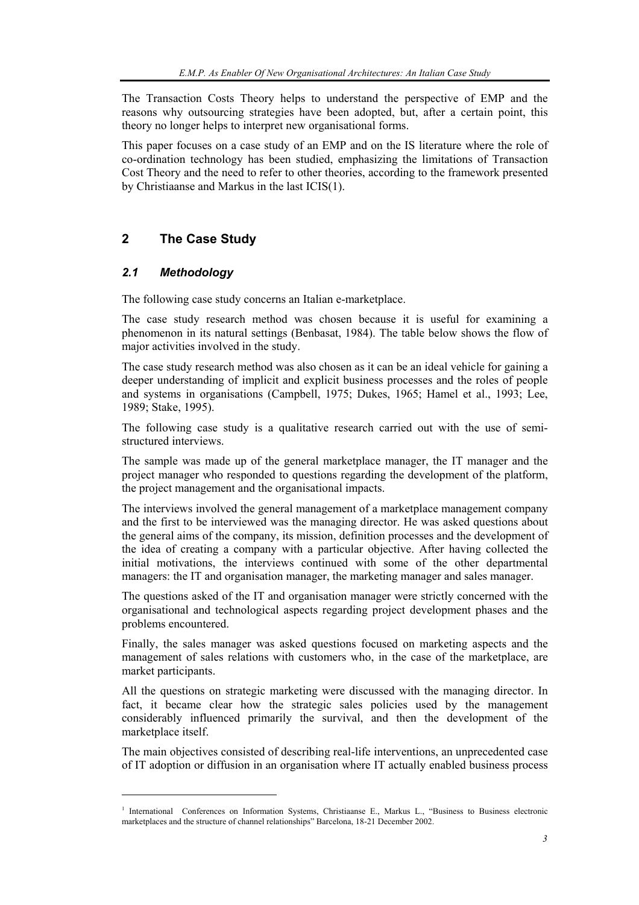The Transaction Costs Theory helps to understand the perspective of EMP and the reasons why outsourcing strategies have been adopted, but, after a certain point, this theory no longer helps to interpret new organisational forms.

This paper focuses on a case study of an EMP and on the IS literature where the role of co-ordination technology has been studied, emphasizing the limitations of Transaction Cost Theory and the need to refer to other theories, according to the framework presented by Christiaanse and Markus in the last ICIS(1).

## 2 The Case Study

### *2.1 Methodology*

The following case study concerns an Italian e-marketplace.

The case study research method was chosen because it is useful for examining a phenomenon in its natural settings (Benbasat, 1984). The table below shows the flow of major activities involved in the study.

The case study research method was also chosen as it can be an ideal vehicle for gaining a deeper understanding of implicit and explicit business processes and the roles of people and systems in organisations (Campbell, 1975; Dukes, 1965; Hamel et al., 1993; Lee, 1989; Stake, 1995).

The following case study is a qualitative research carried out with the use of semi-structured interviews.

The sample was made up of the general marketplace manager, the IT manager and the project manager who responded to questions regarding the development of the platform, the project management and the organisational impacts.

The interviews involved the general management of a marketplace management company and the first to be interviewed was the managing director. He was asked questions about the general aims of the company, its mission, definition processes and the development of the idea of creating a company with a particular objective. After having collected the initial motivations, the interviews continued with some of the other departmental managers: the IT and organisation manager, the marketing manager and sales manager.

The questions asked of the IT and organisation manager were strictly concerned with the organisational and technological aspects regarding project development phases and the problems encountered.

Finally, the sales manager was asked questions focused on marketing aspects and the management of sales relations with customers who, in the case of the marketplace, are market participants.

All the questions on strategic marketing were discussed with the managing director. In fact, it became clear how the strategic sales policies used by the management considerably influenced primarily the survival, and then the development of the marketplace itself.

The main objectives consisted of describing real-life interventions, an unprecedented case of IT adoption or diffusion in an organisation where IT actually enabled business process

---

[1] International Conferences on Information Systems, Christiaanse E., Markus L., "Business to Business electronic marketplaces and the structure of channel relationships" Barcelona, 18-21 December 2002.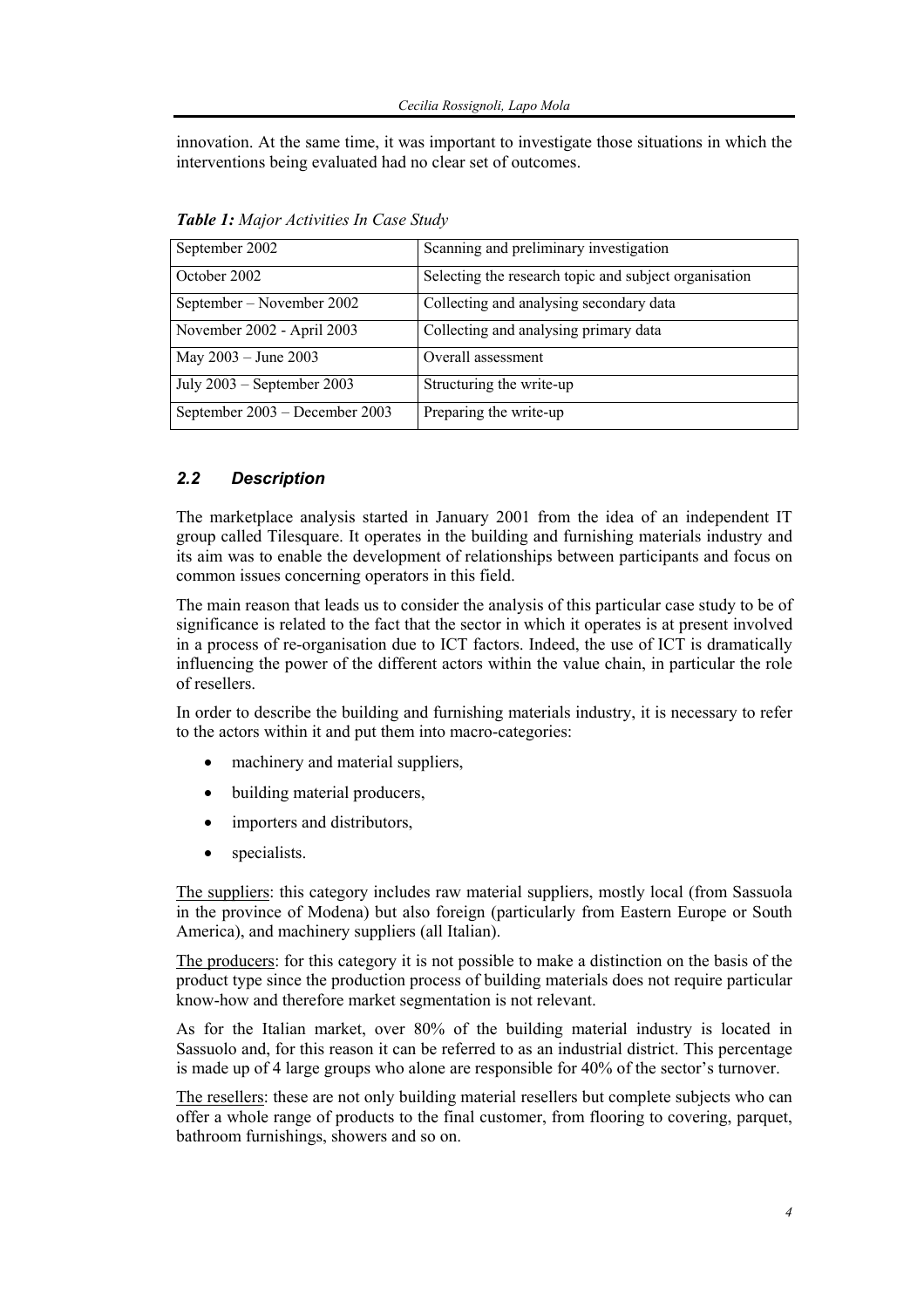innovation. At the same time, it was important to investigate those situations in which the interventions being evaluated had no clear set of outcomes.

***Table 1:*** *Major Activities In Case Study*

| | |
|---|---|
| September 2002 | Scanning and preliminary investigation |
| October 2002 | Selecting the research topic and subject organisation |
| September – November 2002 | Collecting and analysing secondary data |
| November 2002 - April 2003 | Collecting and analysing primary data |
| May 2003 – June 2003 | Overall assessment |
| July 2003 – September 2003 | Structuring the write-up |
| September 2003 – December 2003 | Preparing the write-up |

## *2.2 Description*

The marketplace analysis started in January 2001 from the idea of an independent IT group called Tilesquare. It operates in the building and furnishing materials industry and its aim was to enable the development of relationships between participants and focus on common issues concerning operators in this field.

The main reason that leads us to consider the analysis of this particular case study to be of significance is related to the fact that the sector in which it operates is at present involved in a process of re-organisation due to ICT factors. Indeed, the use of ICT is dramatically influencing the power of the different actors within the value chain, in particular the role of resellers.

In order to describe the building and furnishing materials industry, it is necessary to refer to the actors within it and put them into macro-categories:

- machinery and material suppliers,
- building material producers,
- importers and distributors,
- specialists.

The suppliers: this category includes raw material suppliers, mostly local (from Sassuola in the province of Modena) but also foreign (particularly from Eastern Europe or South America), and machinery suppliers (all Italian).

The producers: for this category it is not possible to make a distinction on the basis of the product type since the production process of building materials does not require particular know-how and therefore market segmentation is not relevant.

As for the Italian market, over 80% of the building material industry is located in Sassuolo and, for this reason it can be referred to as an industrial district. This percentage is made up of 4 large groups who alone are responsible for 40% of the sector's turnover.

The resellers: these are not only building material resellers but complete subjects who can offer a whole range of products to the final customer, from flooring to covering, parquet, bathroom furnishings, showers and so on.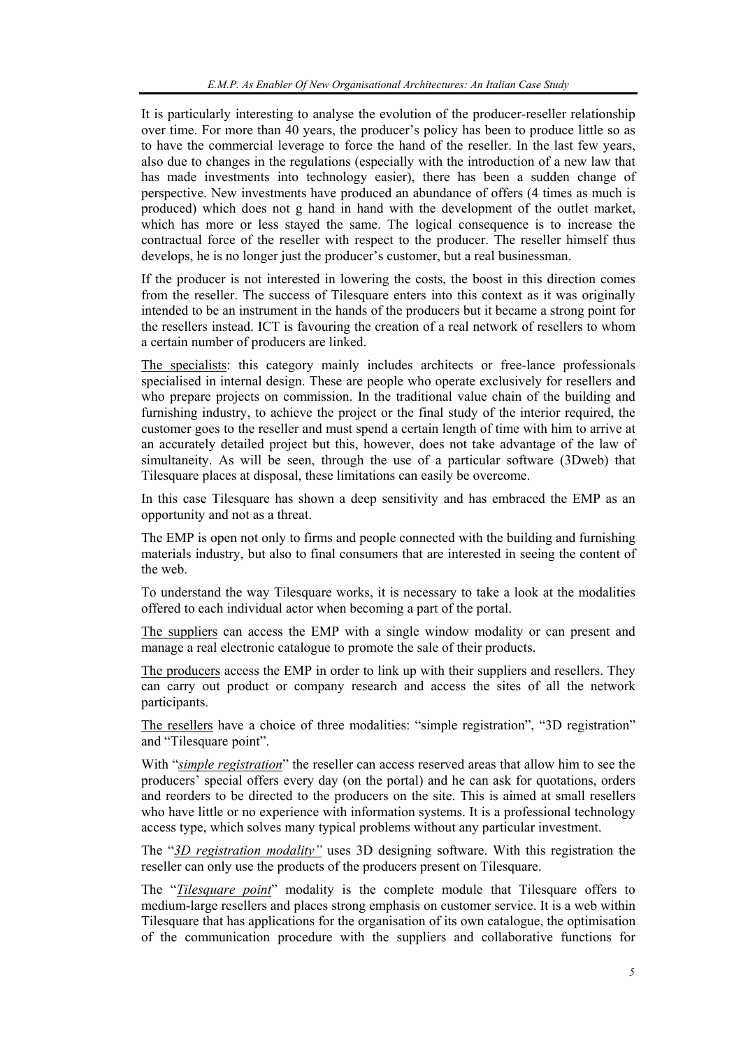It is particularly interesting to analyse the evolution of the producer-reseller relationship over time. For more than 40 years, the producer's policy has been to produce little so as to have the commercial leverage to force the hand of the reseller. In the last few years, also due to changes in the regulations (especially with the introduction of a new law that has made investments into technology easier), there has been a sudden change of perspective. New investments have produced an abundance of offers (4 times as much is produced) which does not g hand in hand with the development of the outlet market, which has more or less stayed the same. The logical consequence is to increase the contractual force of the reseller with respect to the producer. The reseller himself thus develops, he is no longer just the producer's customer, but a real businessman.

If the producer is not interested in lowering the costs, the boost in this direction comes from the reseller. The success of Tilesquare enters into this context as it was originally intended to be an instrument in the hands of the producers but it became a strong point for the resellers instead. ICT is favouring the creation of a real network of resellers to whom a certain number of producers are linked.

<u>The specialists</u>: this category mainly includes architects or free-lance professionals specialised in internal design. These are people who operate exclusively for resellers and who prepare projects on commission. In the traditional value chain of the building and furnishing industry, to achieve the project or the final study of the interior required, the customer goes to the reseller and must spend a certain length of time with him to arrive at an accurately detailed project but this, however, does not take advantage of the law of simultaneity. As will be seen, through the use of a particular software (3Dweb) that Tilesquare places at disposal, these limitations can easily be overcome.

In this case Tilesquare has shown a deep sensitivity and has embraced the EMP as an opportunity and not as a threat.

The EMP is open not only to firms and people connected with the building and furnishing materials industry, but also to final consumers that are interested in seeing the content of the web.

To understand the way Tilesquare works, it is necessary to take a look at the modalities offered to each individual actor when becoming a part of the portal.

<u>The suppliers</u> can access the EMP with a single window modality or can present and manage a real electronic catalogue to promote the sale of their products.

<u>The producers</u> access the EMP in order to link up with their suppliers and resellers. They can carry out product or company research and access the sites of all the network participants.

<u>The resellers</u> have a choice of three modalities: "simple registration", "3D registration" and "Tilesquare point".

With "<u>*simple registration*</u>" the reseller can access reserved areas that allow him to see the producers' special offers every day (on the portal) and he can ask for quotations, orders and reorders to be directed to the producers on the site. This is aimed at small resellers who have little or no experience with information systems. It is a professional technology access type, which solves many typical problems without any particular investment.

The "<u>*3D registration modality"*</u> uses 3D designing software. With this registration the reseller can only use the products of the producers present on Tilesquare.

The "<u>*Tilesquare point*</u>" modality is the complete module that Tilesquare offers to medium-large resellers and places strong emphasis on customer service. It is a web within Tilesquare that has applications for the organisation of its own catalogue, the optimisation of the communication procedure with the suppliers and collaborative functions for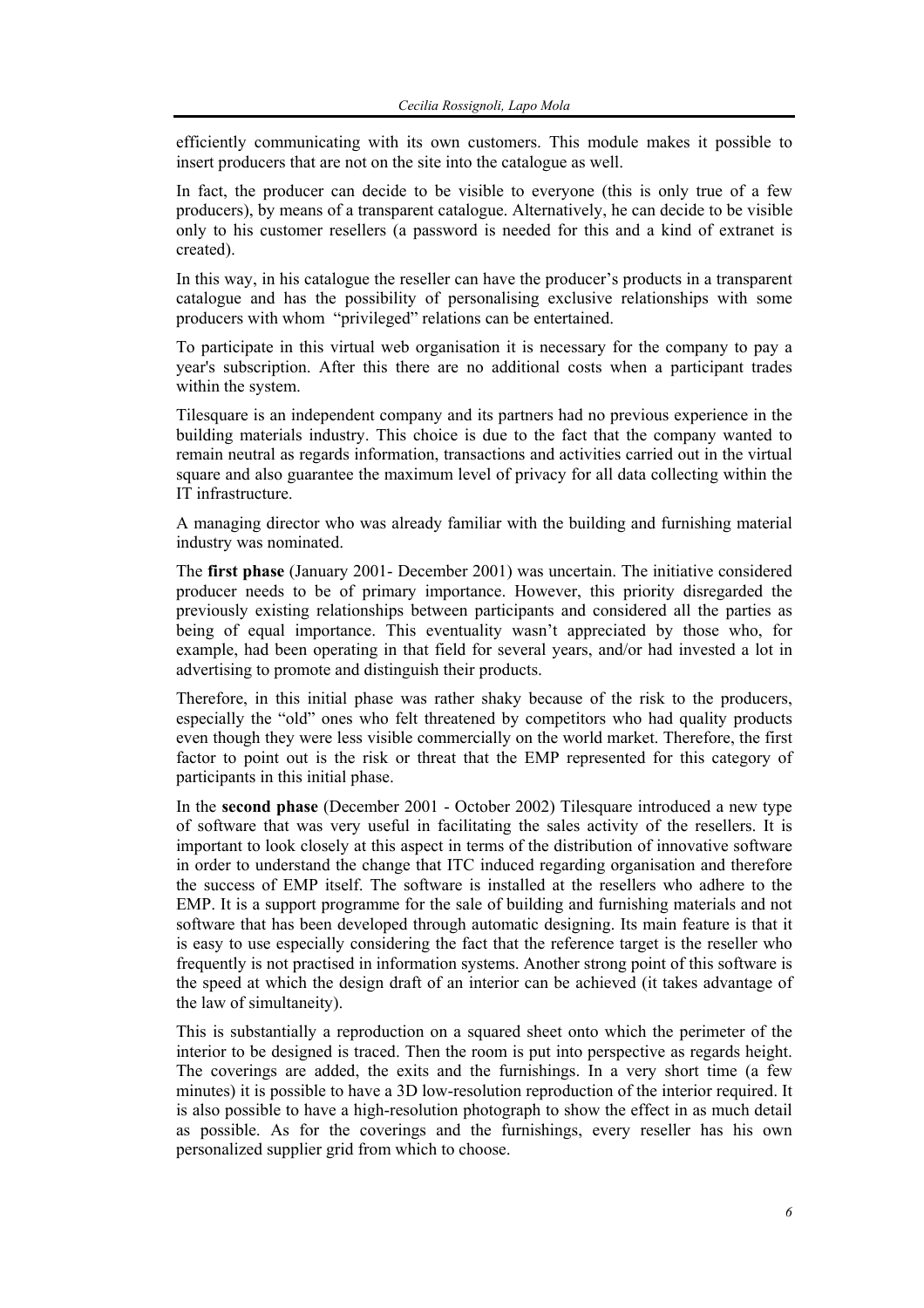efficiently communicating with its own customers. This module makes it possible to insert producers that are not on the site into the catalogue as well.

In fact, the producer can decide to be visible to everyone (this is only true of a few producers), by means of a transparent catalogue. Alternatively, he can decide to be visible only to his customer resellers (a password is needed for this and a kind of extranet is created).

In this way, in his catalogue the reseller can have the producer's products in a transparent catalogue and has the possibility of personalising exclusive relationships with some producers with whom "privileged" relations can be entertained.

To participate in this virtual web organisation it is necessary for the company to pay a year's subscription. After this there are no additional costs when a participant trades within the system.

Tilesquare is an independent company and its partners had no previous experience in the building materials industry. This choice is due to the fact that the company wanted to remain neutral as regards information, transactions and activities carried out in the virtual square and also guarantee the maximum level of privacy for all data collecting within the IT infrastructure.

A managing director who was already familiar with the building and furnishing material industry was nominated.

The **first phase** (January 2001- December 2001) was uncertain. The initiative considered producer needs to be of primary importance. However, this priority disregarded the previously existing relationships between participants and considered all the parties as being of equal importance. This eventuality wasn't appreciated by those who, for example, had been operating in that field for several years, and/or had invested a lot in advertising to promote and distinguish their products.

Therefore, in this initial phase was rather shaky because of the risk to the producers, especially the "old" ones who felt threatened by competitors who had quality products even though they were less visible commercially on the world market. Therefore, the first factor to point out is the risk or threat that the EMP represented for this category of participants in this initial phase.

In the **second phase** (December 2001 - October 2002) Tilesquare introduced a new type of software that was very useful in facilitating the sales activity of the resellers. It is important to look closely at this aspect in terms of the distribution of innovative software in order to understand the change that ITC induced regarding organisation and therefore the success of EMP itself. The software is installed at the resellers who adhere to the EMP. It is a support programme for the sale of building and furnishing materials and not software that has been developed through automatic designing. Its main feature is that it is easy to use especially considering the fact that the reference target is the reseller who frequently is not practised in information systems. Another strong point of this software is the speed at which the design draft of an interior can be achieved (it takes advantage of the law of simultaneity).

This is substantially a reproduction on a squared sheet onto which the perimeter of the interior to be designed is traced. Then the room is put into perspective as regards height. The coverings are added, the exits and the furnishings. In a very short time (a few minutes) it is possible to have a 3D low-resolution reproduction of the interior required. It is also possible to have a high-resolution photograph to show the effect in as much detail as possible. As for the coverings and the furnishings, every reseller has his own personalized supplier grid from which to choose.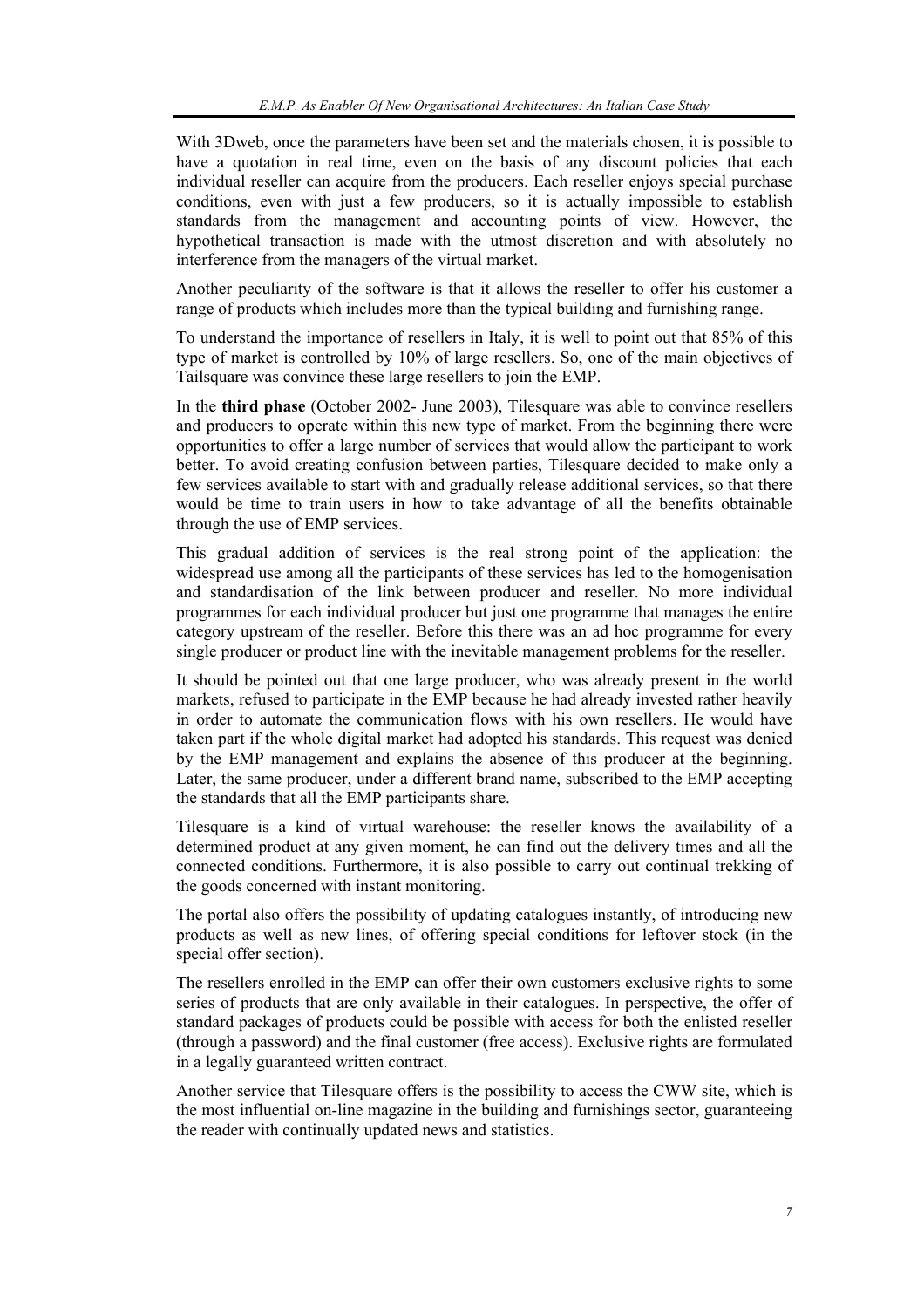With 3Dweb, once the parameters have been set and the materials chosen, it is possible to have a quotation in real time, even on the basis of any discount policies that each individual reseller can acquire from the producers. Each reseller enjoys special purchase conditions, even with just a few producers, so it is actually impossible to establish standards from the management and accounting points of view. However, the hypothetical transaction is made with the utmost discretion and with absolutely no interference from the managers of the virtual market.

Another peculiarity of the software is that it allows the reseller to offer his customer a range of products which includes more than the typical building and furnishing range.

To understand the importance of resellers in Italy, it is well to point out that 85% of this type of market is controlled by 10% of large resellers. So, one of the main objectives of Tailsquare was convince these large resellers to join the EMP.

In the **third phase** (October 2002- June 2003), Tilesquare was able to convince resellers and producers to operate within this new type of market. From the beginning there were opportunities to offer a large number of services that would allow the participant to work better. To avoid creating confusion between parties, Tilesquare decided to make only a few services available to start with and gradually release additional services, so that there would be time to train users in how to take advantage of all the benefits obtainable through the use of EMP services.

This gradual addition of services is the real strong point of the application: the widespread use among all the participants of these services has led to the homogenisation and standardisation of the link between producer and reseller. No more individual programmes for each individual producer but just one programme that manages the entire category upstream of the reseller. Before this there was an ad hoc programme for every single producer or product line with the inevitable management problems for the reseller.

It should be pointed out that one large producer, who was already present in the world markets, refused to participate in the EMP because he had already invested rather heavily in order to automate the communication flows with his own resellers. He would have taken part if the whole digital market had adopted his standards. This request was denied by the EMP management and explains the absence of this producer at the beginning. Later, the same producer, under a different brand name, subscribed to the EMP accepting the standards that all the EMP participants share.

Tilesquare is a kind of virtual warehouse: the reseller knows the availability of a determined product at any given moment, he can find out the delivery times and all the connected conditions. Furthermore, it is also possible to carry out continual trekking of the goods concerned with instant monitoring.

The portal also offers the possibility of updating catalogues instantly, of introducing new products as well as new lines, of offering special conditions for leftover stock (in the special offer section).

The resellers enrolled in the EMP can offer their own customers exclusive rights to some series of products that are only available in their catalogues. In perspective, the offer of standard packages of products could be possible with access for both the enlisted reseller (through a password) and the final customer (free access). Exclusive rights are formulated in a legally guaranteed written contract.

Another service that Tilesquare offers is the possibility to access the CWW site, which is the most influential on-line magazine in the building and furnishings sector, guaranteeing the reader with continually updated news and statistics.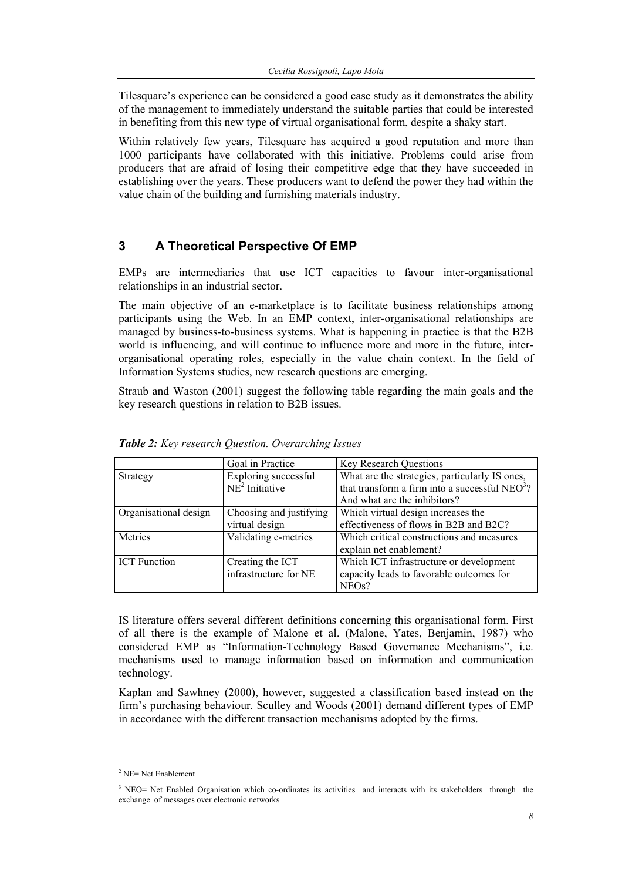Tilesquare's experience can be considered a good case study as it demonstrates the ability of the management to immediately understand the suitable parties that could be interested in benefiting from this new type of virtual organisational form, despite a shaky start.

Within relatively few years, Tilesquare has acquired a good reputation and more than 1000 participants have collaborated with this initiative. Problems could arise from producers that are afraid of losing their competitive edge that they have succeeded in establishing over the years. These producers want to defend the power they had within the value chain of the building and furnishing materials industry.

## 3 A Theoretical Perspective Of EMP

EMPs are intermediaries that use ICT capacities to favour inter-organisational relationships in an industrial sector.

The main objective of an e-marketplace is to facilitate business relationships among participants using the Web. In an EMP context, inter-organisational relationships are managed by business-to-business systems. What is happening in practice is that the B2B world is influencing, and will continue to influence more and more in the future, inter-organisational operating roles, especially in the value chain context. In the field of Information Systems studies, new research questions are emerging.

Straub and Waston (2001) suggest the following table regarding the main goals and the key research questions in relation to B2B issues.

***Table 2:** Key research Question. Overarching Issues*

| | Goal in Practice | Key Research Questions |
|---|---|---|
| Strategy | Exploring successful NE[2] Initiative | What are the strategies, particularly IS ones, that transform a firm into a successful NEO[3]? And what are the inhibitors? |
| Organisational design | Choosing and justifying virtual design | Which virtual design increases the effectiveness of flows in B2B and B2C? |
| Metrics | Validating e-metrics | Which critical constructions and measures explain net enablement? |
| ICT Function | Creating the ICT infrastructure for NE | Which ICT infrastructure or development capacity leads to favorable outcomes for NEOs? |

IS literature offers several different definitions concerning this organisational form. First of all there is the example of Malone et al. (Malone, Yates, Benjamin, 1987) who considered EMP as "Information-Technology Based Governance Mechanisms", i.e. mechanisms used to manage information based on information and communication technology.

Kaplan and Sawhney (2000), however, suggested a classification based instead on the firm's purchasing behaviour. Sculley and Woods (2001) demand different types of EMP in accordance with the different transaction mechanisms adopted by the firms.

---

[2] NE= Net Enablement

[3] NEO= Net Enabled Organisation which co-ordinates its activities and interacts with its stakeholders through the exchange of messages over electronic networks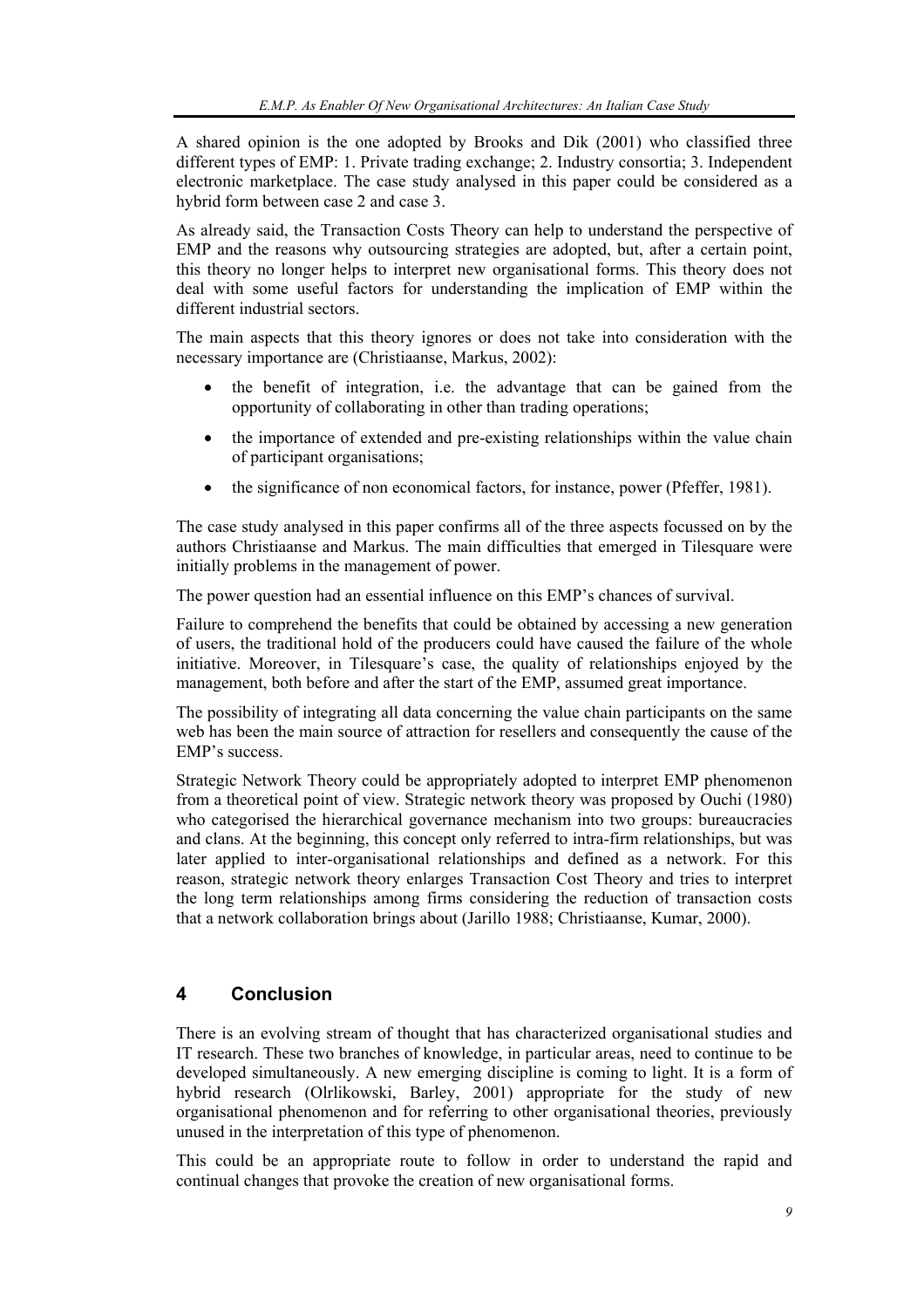A shared opinion is the one adopted by Brooks and Dik (2001) who classified three different types of EMP: 1. Private trading exchange; 2. Industry consortia; 3. Independent electronic marketplace. The case study analysed in this paper could be considered as a hybrid form between case 2 and case 3.

As already said, the Transaction Costs Theory can help to understand the perspective of EMP and the reasons why outsourcing strategies are adopted, but, after a certain point, this theory no longer helps to interpret new organisational forms. This theory does not deal with some useful factors for understanding the implication of EMP within the different industrial sectors.

The main aspects that this theory ignores or does not take into consideration with the necessary importance are (Christiaanse, Markus, 2002):

- the benefit of integration, i.e. the advantage that can be gained from the opportunity of collaborating in other than trading operations;
- the importance of extended and pre-existing relationships within the value chain of participant organisations;
- the significance of non economical factors, for instance, power (Pfeffer, 1981).

The case study analysed in this paper confirms all of the three aspects focussed on by the authors Christiaanse and Markus. The main difficulties that emerged in Tilesquare were initially problems in the management of power.

The power question had an essential influence on this EMP's chances of survival.

Failure to comprehend the benefits that could be obtained by accessing a new generation of users, the traditional hold of the producers could have caused the failure of the whole initiative. Moreover, in Tilesquare's case, the quality of relationships enjoyed by the management, both before and after the start of the EMP, assumed great importance.

The possibility of integrating all data concerning the value chain participants on the same web has been the main source of attraction for resellers and consequently the cause of the EMP's success.

Strategic Network Theory could be appropriately adopted to interpret EMP phenomenon from a theoretical point of view. Strategic network theory was proposed by Ouchi (1980) who categorised the hierarchical governance mechanism into two groups: bureaucracies and clans. At the beginning, this concept only referred to intra-firm relationships, but was later applied to inter-organisational relationships and defined as a network. For this reason, strategic network theory enlarges Transaction Cost Theory and tries to interpret the long term relationships among firms considering the reduction of transaction costs that a network collaboration brings about (Jarillo 1988; Christiaanse, Kumar, 2000).

## 4 Conclusion

There is an evolving stream of thought that has characterized organisational studies and IT research. These two branches of knowledge, in particular areas, need to continue to be developed simultaneously. A new emerging discipline is coming to light. It is a form of hybrid research (Olrlikowski, Barley, 2001) appropriate for the study of new organisational phenomenon and for referring to other organisational theories, previously unused in the interpretation of this type of phenomenon.

This could be an appropriate route to follow in order to understand the rapid and continual changes that provoke the creation of new organisational forms.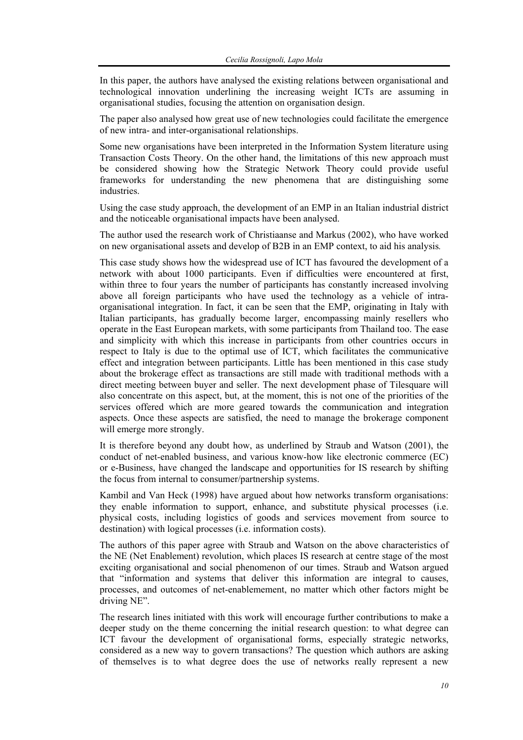In this paper, the authors have analysed the existing relations between organisational and technological innovation underlining the increasing weight ICTs are assuming in organisational studies, focusing the attention on organisation design.

The paper also analysed how great use of new technologies could facilitate the emergence of new intra- and inter-organisational relationships.

Some new organisations have been interpreted in the Information System literature using Transaction Costs Theory. On the other hand, the limitations of this new approach must be considered showing how the Strategic Network Theory could provide useful frameworks for understanding the new phenomena that are distinguishing some industries.

Using the case study approach, the development of an EMP in an Italian industrial district and the noticeable organisational impacts have been analysed.

The author used the research work of Christiaanse and Markus (2002), who have worked on new organisational assets and develop of B2B in an EMP context, to aid his analysis*.*

This case study shows how the widespread use of ICT has favoured the development of a network with about 1000 participants. Even if difficulties were encountered at first, within three to four years the number of participants has constantly increased involving above all foreign participants who have used the technology as a vehicle of intra-organisational integration. In fact, it can be seen that the EMP, originating in Italy with Italian participants, has gradually become larger, encompassing mainly resellers who operate in the East European markets, with some participants from Thailand too. The ease and simplicity with which this increase in participants from other countries occurs in respect to Italy is due to the optimal use of ICT, which facilitates the communicative effect and integration between participants. Little has been mentioned in this case study about the brokerage effect as transactions are still made with traditional methods with a direct meeting between buyer and seller. The next development phase of Tilesquare will also concentrate on this aspect, but, at the moment, this is not one of the priorities of the services offered which are more geared towards the communication and integration aspects. Once these aspects are satisfied, the need to manage the brokerage component will emerge more strongly.

It is therefore beyond any doubt how, as underlined by Straub and Watson (2001), the conduct of net-enabled business, and various know-how like electronic commerce (EC) or e-Business, have changed the landscape and opportunities for IS research by shifting the focus from internal to consumer/partnership systems.

Kambil and Van Heck (1998) have argued about how networks transform organisations: they enable information to support, enhance, and substitute physical processes (i.e. physical costs, including logistics of goods and services movement from source to destination) with logical processes (i.e. information costs).

The authors of this paper agree with Straub and Watson on the above characteristics of the NE (Net Enablement) revolution, which places IS research at centre stage of the most exciting organisational and social phenomenon of our times. Straub and Watson argued that "information and systems that deliver this information are integral to causes, processes, and outcomes of net-enablemement, no matter which other factors might be driving NE".

The research lines initiated with this work will encourage further contributions to make a deeper study on the theme concerning the initial research question: to what degree can ICT favour the development of organisational forms, especially strategic networks, considered as a new way to govern transactions? The question which authors are asking of themselves is to what degree does the use of networks really represent a new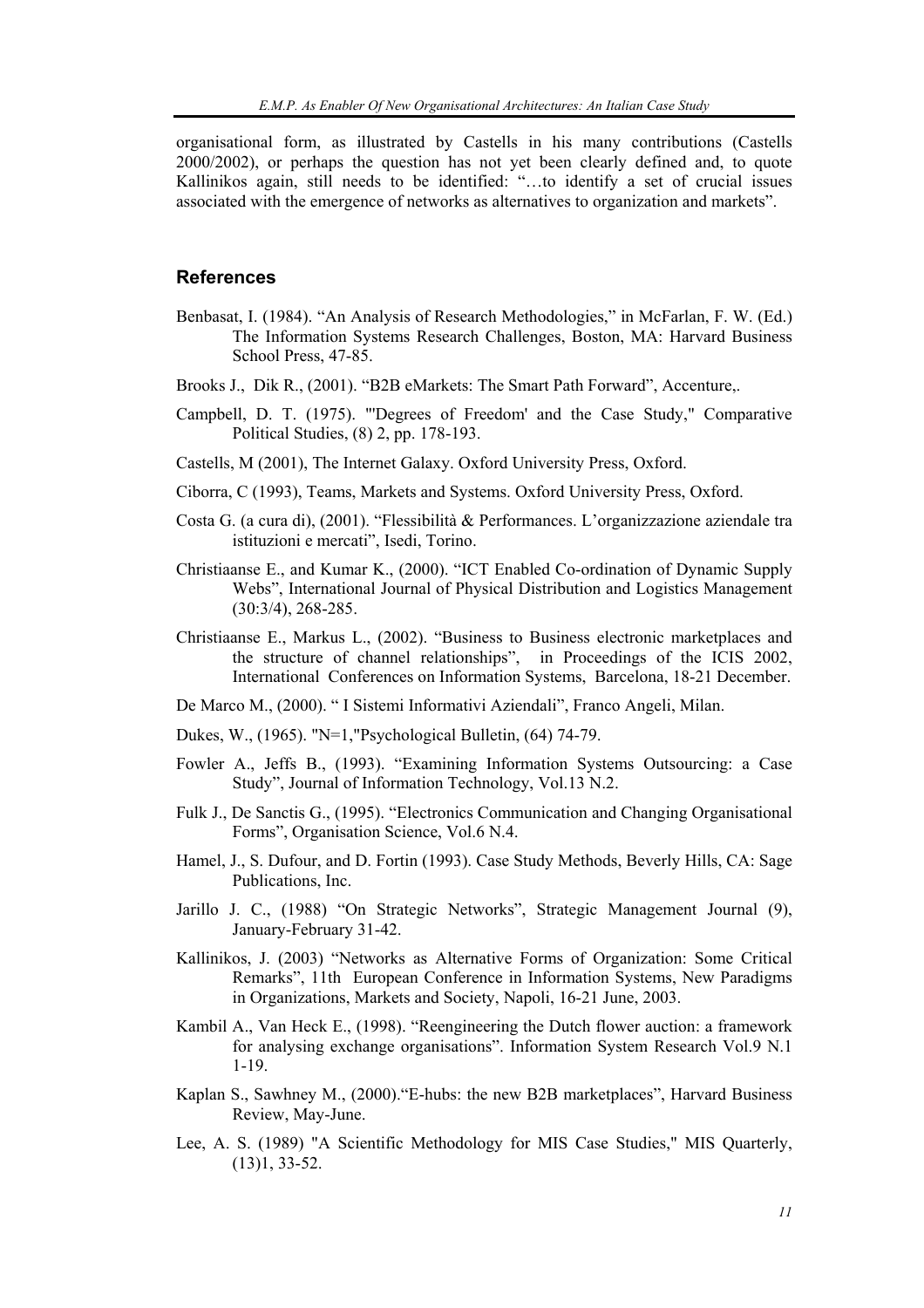organisational form, as illustrated by Castells in his many contributions (Castells 2000/2002), or perhaps the question has not yet been clearly defined and, to quote Kallinikos again, still needs to be identified: "…to identify a set of crucial issues associated with the emergence of networks as alternatives to organization and markets".

## References

Benbasat, I. (1984). "An Analysis of Research Methodologies," in McFarlan, F. W. (Ed.) The Information Systems Research Challenges, Boston, MA: Harvard Business School Press, 47-85.

Brooks J., Dik R., (2001). "B2B eMarkets: The Smart Path Forward", Accenture,.

Campbell, D. T. (1975). "'Degrees of Freedom' and the Case Study," Comparative Political Studies, (8) 2, pp. 178-193.

Castells, M (2001), The Internet Galaxy. Oxford University Press, Oxford.

Ciborra, C (1993), Teams, Markets and Systems. Oxford University Press, Oxford.

Costa G. (a cura di), (2001). "Flessibilità & Performances. L'organizzazione aziendale tra istituzioni e mercati", Isedi, Torino.

Christiaanse E., and Kumar K., (2000). "ICT Enabled Co-ordination of Dynamic Supply Webs", International Journal of Physical Distribution and Logistics Management (30:3/4), 268-285.

Christiaanse E., Markus L., (2002). "Business to Business electronic marketplaces and the structure of channel relationships", in Proceedings of the ICIS 2002, International Conferences on Information Systems, Barcelona, 18-21 December.

De Marco M., (2000). " I Sistemi Informativi Aziendali", Franco Angeli, Milan.

Dukes, W., (1965). "N=1,"Psychological Bulletin, (64) 74-79.

Fowler A., Jeffs B., (1993). "Examining Information Systems Outsourcing: a Case Study", Journal of Information Technology, Vol.13 N.2.

Fulk J., De Sanctis G., (1995). "Electronics Communication and Changing Organisational Forms", Organisation Science, Vol.6 N.4.

Hamel, J., S. Dufour, and D. Fortin (1993). Case Study Methods, Beverly Hills, CA: Sage Publications, Inc.

Jarillo J. C., (1988) "On Strategic Networks", Strategic Management Journal (9), January-February 31-42.

Kallinikos, J. (2003) "Networks as Alternative Forms of Organization: Some Critical Remarks", 11th European Conference in Information Systems, New Paradigms in Organizations, Markets and Society, Napoli, 16-21 June, 2003.

Kambil A., Van Heck E., (1998). "Reengineering the Dutch flower auction: a framework for analysing exchange organisations". Information System Research Vol.9 N.1 1-19.

Kaplan S., Sawhney M., (2000)."E-hubs: the new B2B marketplaces", Harvard Business Review, May-June.

Lee, A. S. (1989) "A Scientific Methodology for MIS Case Studies," MIS Quarterly, (13)1, 33-52.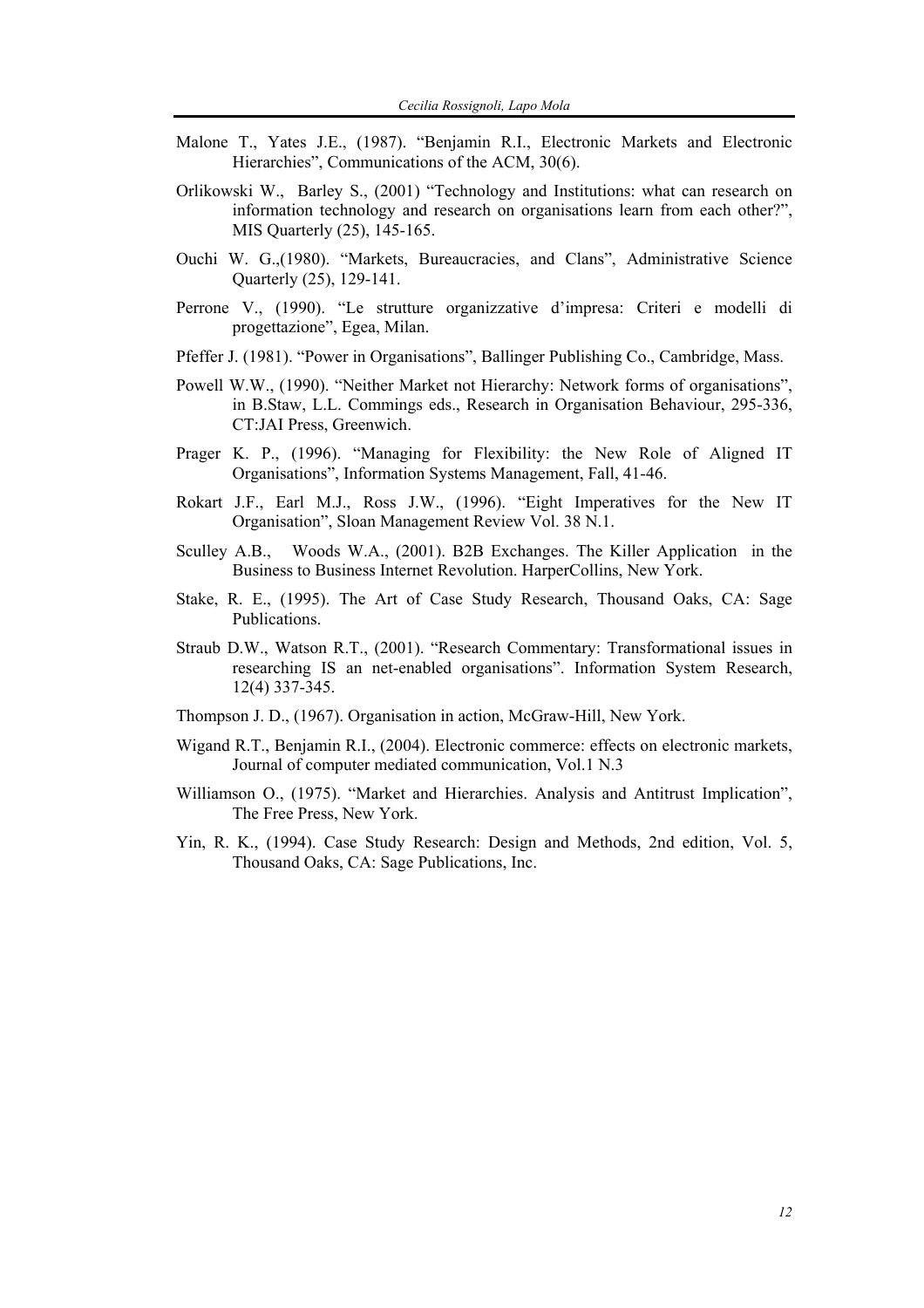Malone T., Yates J.E., (1987). “Benjamin R.I., Electronic Markets and Electronic Hierarchies”, Communications of the ACM, 30(6).

Orlikowski W., Barley S., (2001) “Technology and Institutions: what can research on information technology and research on organisations learn from each other?”, MIS Quarterly (25), 145-165.

Ouchi W. G.,(1980). “Markets, Bureaucracies, and Clans”, Administrative Science Quarterly (25), 129-141.

Perrone V., (1990). “Le strutture organizzative d’impresa: Criteri e modelli di progettazione”, Egea, Milan.

Pfeffer J. (1981). “Power in Organisations”, Ballinger Publishing Co., Cambridge, Mass.

Powell W.W., (1990). “Neither Market not Hierarchy: Network forms of organisations”, in B.Staw, L.L. Commings eds., Research in Organisation Behaviour, 295-336, CT:JAI Press, Greenwich.

Prager K. P., (1996). “Managing for Flexibility: the New Role of Aligned IT Organisations”, Information Systems Management, Fall, 41-46.

Rokart J.F., Earl M.J., Ross J.W., (1996). “Eight Imperatives for the New IT Organisation”, Sloan Management Review Vol. 38 N.1.

Sculley A.B., Woods W.A., (2001). B2B Exchanges. The Killer Application in the Business to Business Internet Revolution. HarperCollins, New York.

Stake, R. E., (1995). The Art of Case Study Research, Thousand Oaks, CA: Sage Publications.

Straub D.W., Watson R.T., (2001). “Research Commentary: Transformational issues in researching IS an net-enabled organisations”. Information System Research, 12(4) 337-345.

Thompson J. D., (1967). Organisation in action, McGraw-Hill, New York.

Wigand R.T., Benjamin R.I., (2004). Electronic commerce: effects on electronic markets, Journal of computer mediated communication, Vol.1 N.3

Williamson O., (1975). “Market and Hierarchies. Analysis and Antitrust Implication”, The Free Press, New York.

Yin, R. K., (1994). Case Study Research: Design and Methods, 2nd edition, Vol. 5, Thousand Oaks, CA: Sage Publications, Inc.